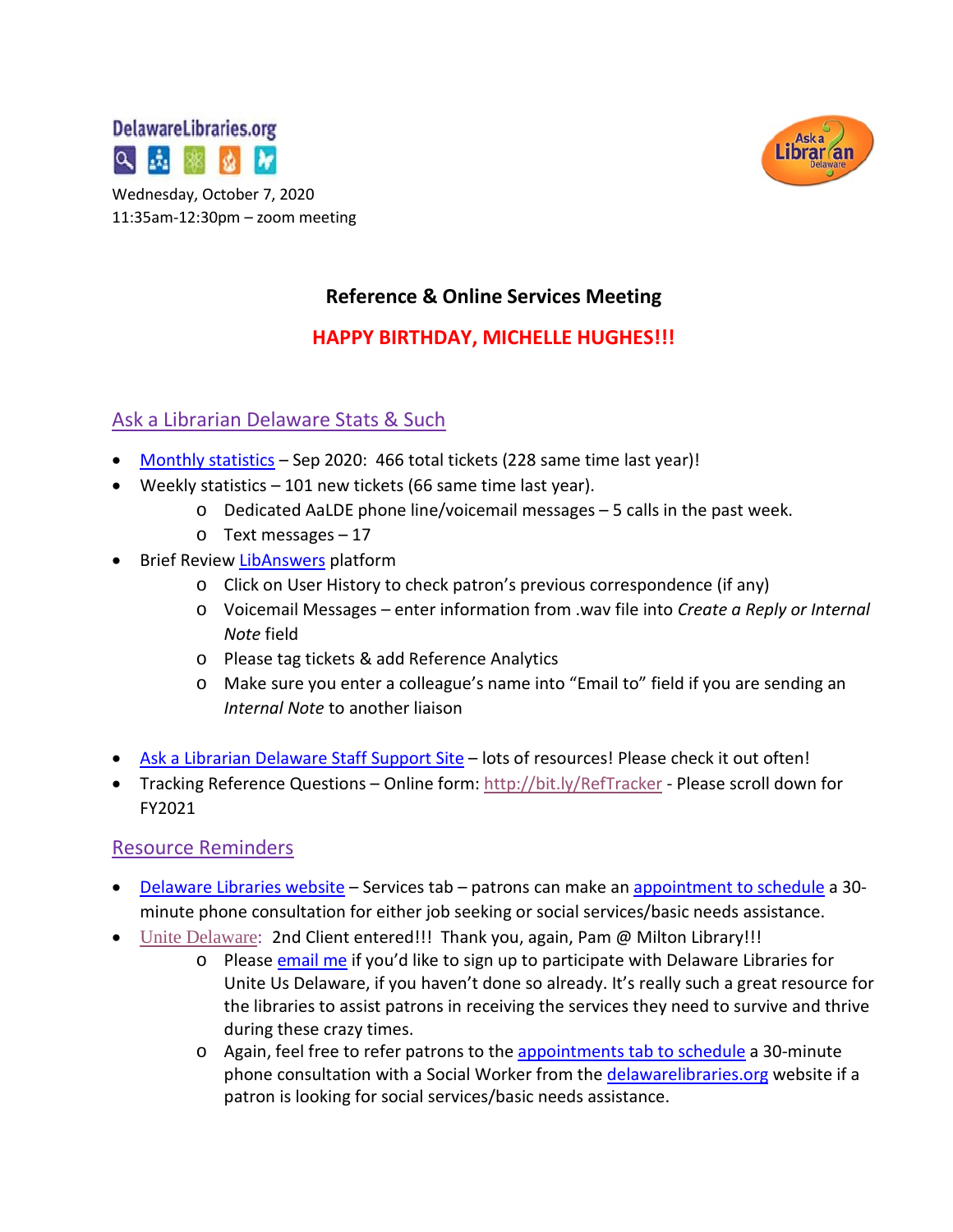DelawareLibraries.org

Wednesday, October 7, 2020
11:35am-12:30pm – zoom meeting

## Reference & Online Services Meeting

**HAPPY BIRTHDAY, MICHELLE HUGHES!!!**

### Ask a Librarian Delaware Stats & Such

- Monthly statistics – Sep 2020: 466 total tickets (228 same time last year)!
- Weekly statistics – 101 new tickets (66 same time last year).
  - Dedicated AaLDE phone line/voicemail messages – 5 calls in the past week.
  - Text messages – 17
- Brief Review LibAnswers platform
  - Click on User History to check patron's previous correspondence (if any)
  - Voicemail Messages – enter information from .wav file into *Create a Reply or Internal Note* field
  - Please tag tickets & add Reference Analytics
  - Make sure you enter a colleague's name into "Email to" field if you are sending an *Internal Note* to another liaison

- Ask a Librarian Delaware Staff Support Site – lots of resources! Please check it out often!
- Tracking Reference Questions – Online form: http://bit.ly/RefTracker - Please scroll down for FY2021

### Resource Reminders

- Delaware Libraries website – Services tab – patrons can make an appointment to schedule a 30-minute phone consultation for either job seeking or social services/basic needs assistance.
- Unite Delaware: 2nd Client entered!!! Thank you, again, Pam @ Milton Library!!!
  - Please email me if you'd like to sign up to participate with Delaware Libraries for Unite Us Delaware, if you haven't done so already. It's really such a great resource for the libraries to assist patrons in receiving the services they need to survive and thrive during these crazy times.
  - Again, feel free to refer patrons to the appointments tab to schedule a 30-minute phone consultation with a Social Worker from the delawarelibraries.org website if a patron is looking for social services/basic needs assistance.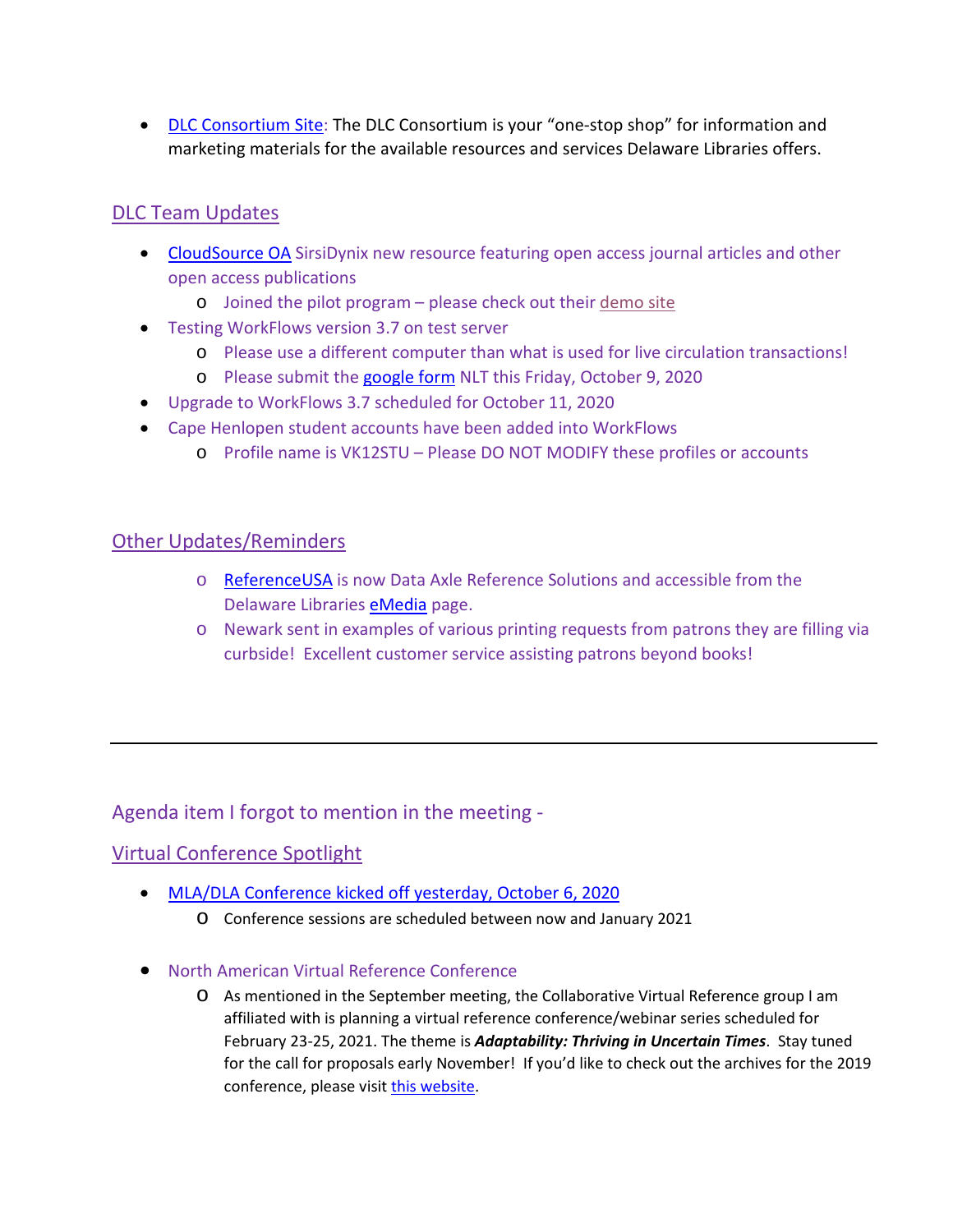- DLC Consortium Site: The DLC Consortium is your "one-stop shop" for information and marketing materials for the available resources and services Delaware Libraries offers.

## DLC Team Updates

- CloudSource OA SirsiDynix new resource featuring open access journal articles and other open access publications
  - Joined the pilot program – please check out their demo site
- Testing WorkFlows version 3.7 on test server
  - Please use a different computer than what is used for live circulation transactions!
  - Please submit the google form NLT this Friday, October 9, 2020
- Upgrade to WorkFlows 3.7 scheduled for October 11, 2020
- Cape Henlopen student accounts have been added into WorkFlows
  - Profile name is VK12STU – Please DO NOT MODIFY these profiles or accounts

## Other Updates/Reminders

- ReferenceUSA is now Data Axle Reference Solutions and accessible from the Delaware Libraries eMedia page.
- Newark sent in examples of various printing requests from patrons they are filling via curbside! Excellent customer service assisting patrons beyond books!

---

Agenda item I forgot to mention in the meeting -

## Virtual Conference Spotlight

- MLA/DLA Conference kicked off yesterday, October 6, 2020
  - Conference sessions are scheduled between now and January 2021
- North American Virtual Reference Conference
  - As mentioned in the September meeting, the Collaborative Virtual Reference group I am affiliated with is planning a virtual reference conference/webinar series scheduled for February 23-25, 2021. The theme is ***Adaptability: Thriving in Uncertain Times***. Stay tuned for the call for proposals early November! If you'd like to check out the archives for the 2019 conference, please visit this website.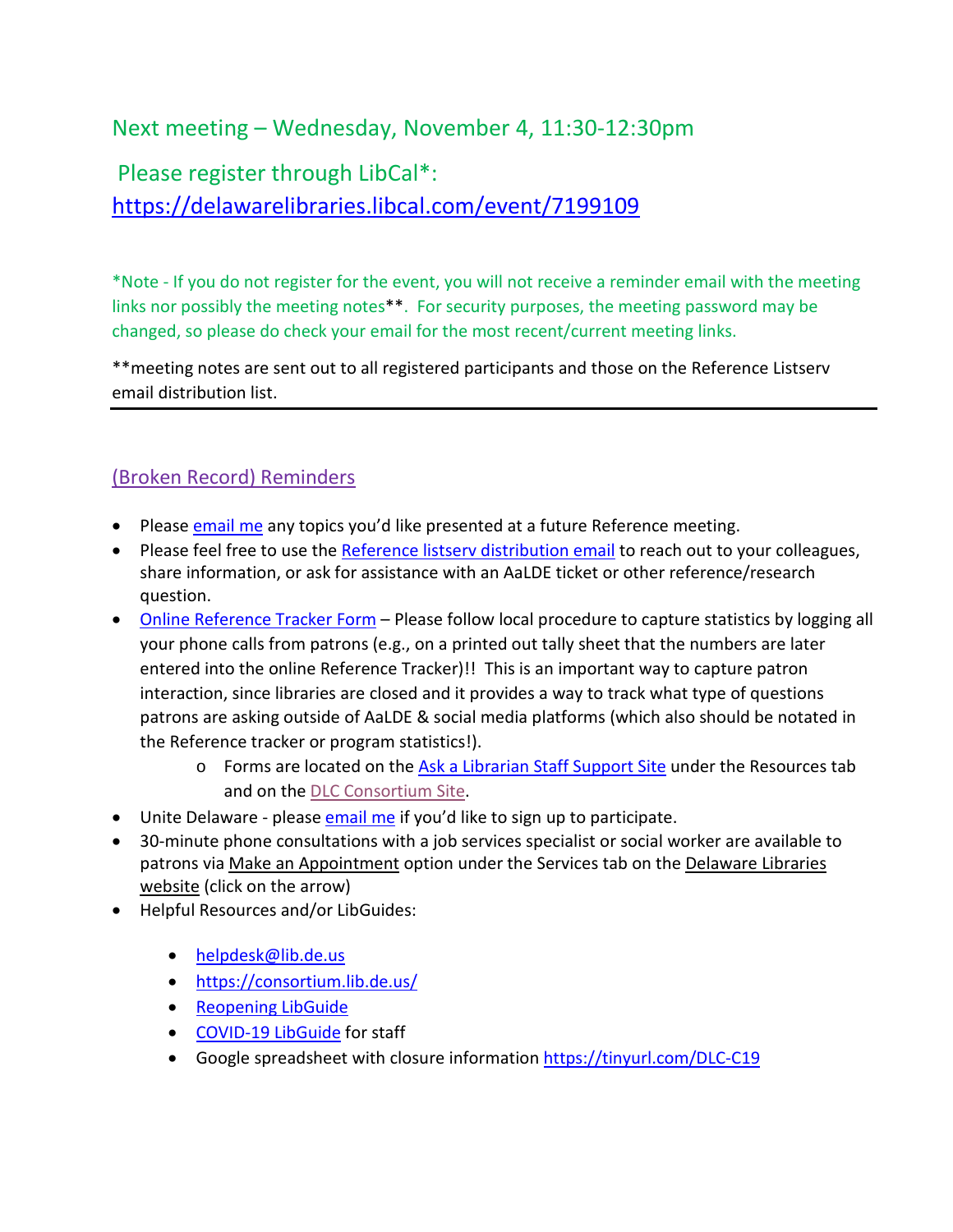## Next meeting – Wednesday, November 4, 11:30-12:30pm

## Please register through LibCal*: [https://delawarelibraries.libcal.com/event/7199109](https://delawarelibraries.libcal.com/event/7199109)

*Note - If you do not register for the event, you will not receive a reminder email with the meeting links nor possibly the meeting notes**. For security purposes, the meeting password may be changed, so please do check your email for the most recent/current meeting links.

**meeting notes are sent out to all registered participants and those on the Reference Listserv email distribution list.

---

### (Broken Record) Reminders

- Please email me any topics you'd like presented at a future Reference meeting.
- Please feel free to use the Reference listserv distribution email to reach out to your colleagues, share information, or ask for assistance with an AaLDE ticket or other reference/research question.
- Online Reference Tracker Form – Please follow local procedure to capture statistics by logging all your phone calls from patrons (e.g., on a printed out tally sheet that the numbers are later entered into the online Reference Tracker)!! This is an important way to capture patron interaction, since libraries are closed and it provides a way to track what type of questions patrons are asking outside of AaLDE & social media platforms (which also should be notated in the Reference tracker or program statistics!).
    - Forms are located on the Ask a Librarian Staff Support Site under the Resources tab and on the DLC Consortium Site.
- Unite Delaware - please email me if you'd like to sign up to participate.
- 30-minute phone consultations with a job services specialist or social worker are available to patrons via Make an Appointment option under the Services tab on the Delaware Libraries website (click on the arrow)
- Helpful Resources and/or LibGuides:
    - helpdesk@lib.de.us
    - https://consortium.lib.de.us/
    - Reopening LibGuide
    - COVID-19 LibGuide for staff
    - Google spreadsheet with closure information https://tinyurl.com/DLC-C19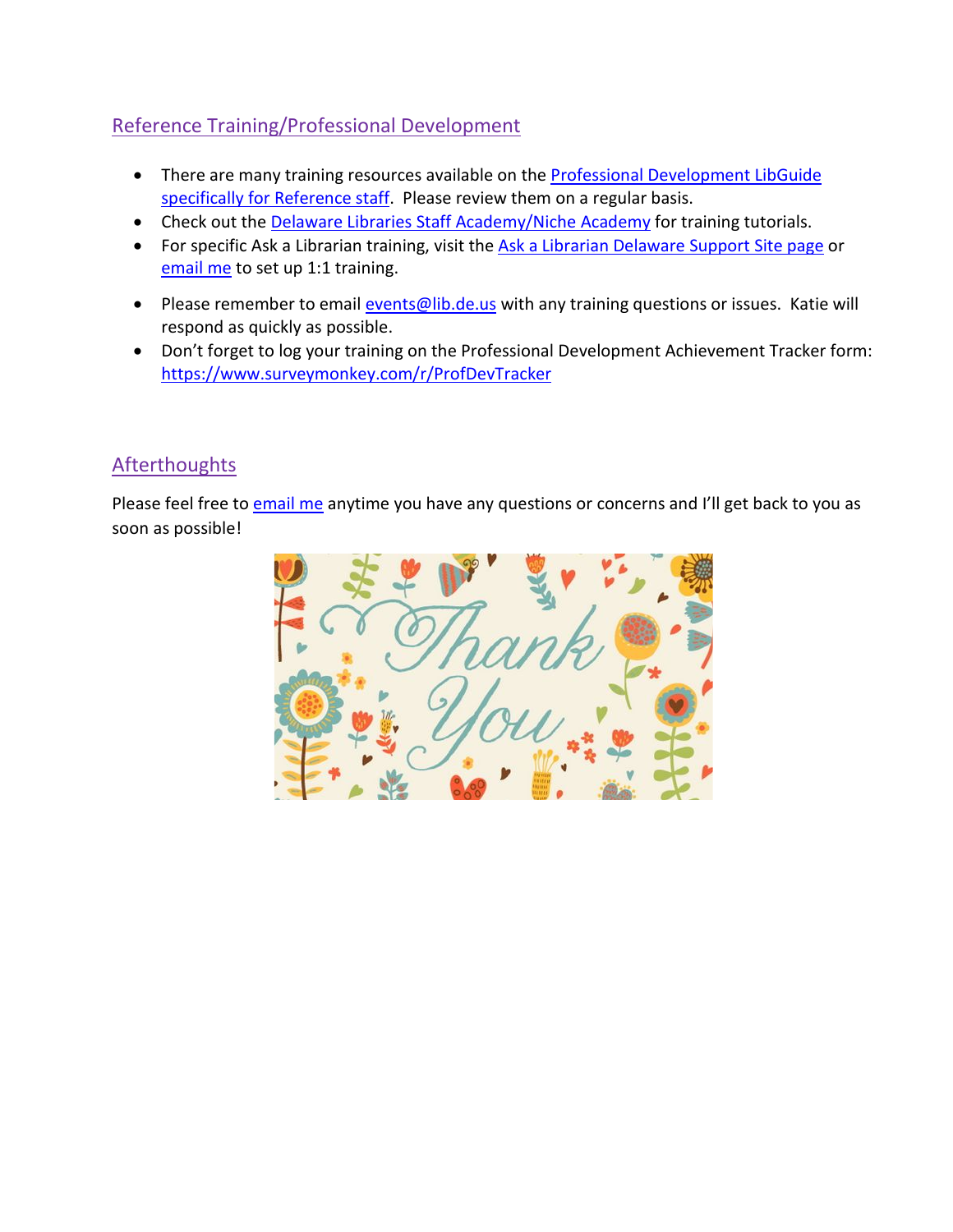## Reference Training/Professional Development

- There are many training resources available on the Professional Development LibGuide specifically for Reference staff. Please review them on a regular basis.
- Check out the Delaware Libraries Staff Academy/Niche Academy for training tutorials.
- For specific Ask a Librarian training, visit the Ask a Librarian Delaware Support Site page or email me to set up 1:1 training.
- Please remember to email events@lib.de.us with any training questions or issues. Katie will respond as quickly as possible.
- Don't forget to log your training on the Professional Development Achievement Tracker form: https://www.surveymonkey.com/r/ProfDevTracker

## Afterthoughts

Please feel free to email me anytime you have any questions or concerns and I'll get back to you as soon as possible!